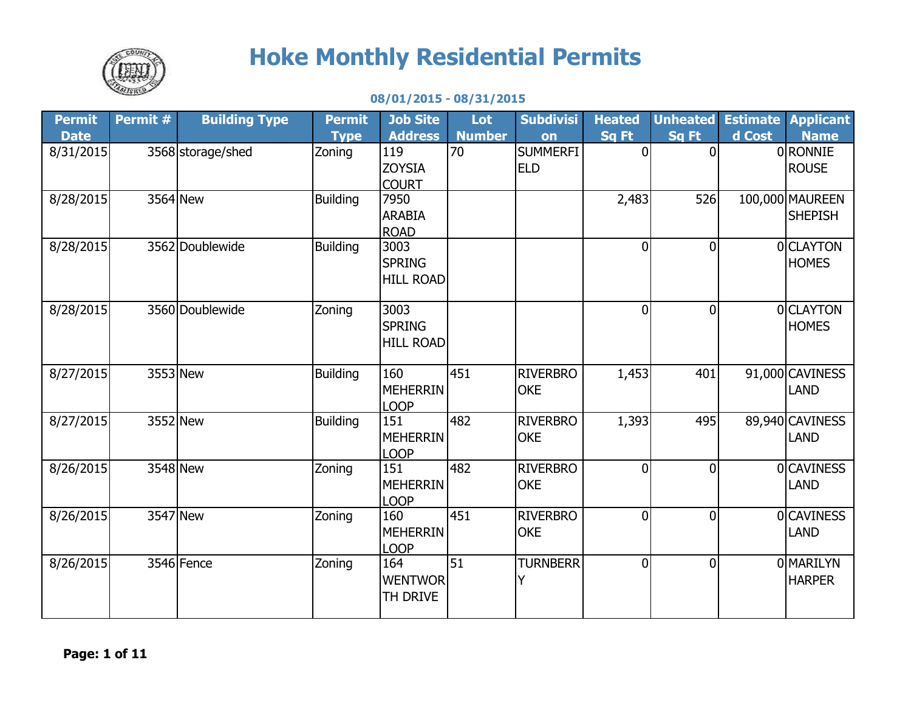# Hoke Monthly Residential Permits

**08/01/2015 - 08/31/2015**

| Permit Date | Permit # | Building Type | Permit Type | Job Site Address | Lot Number | Subdivision | Heated Sq Ft | Unheated Sq Ft | Estimated Cost | Applicant Name |
|---|---|---|---|---|---|---|---|---|---|---|
| 8/31/2015 | 3568 | storage/shed | Zoning | 119 ZOYSIA COURT | 70 | SUMMERFIELD | 0 | 0 | 0 | RONNIE ROUSE |
| 8/28/2015 | 3564 | New | Building | 7950 ARABIA ROAD | | | 2,483 | 526 | 100,000 | MAUREEN SHEPISH |
| 8/28/2015 | 3562 | Doublewide | Building | 3003 SPRING HILL ROAD | | | 0 | 0 | 0 | CLAYTON HOMES |
| 8/28/2015 | 3560 | Doublewide | Zoning | 3003 SPRING HILL ROAD | | | 0 | 0 | 0 | CLAYTON HOMES |
| 8/27/2015 | 3553 | New | Building | 160 MEHERRIN LOOP | 451 | RIVERBROOKE | 1,453 | 401 | 91,000 | CAVINESS LAND |
| 8/27/2015 | 3552 | New | Building | 151 MEHERRIN LOOP | 482 | RIVERBROOKE | 1,393 | 495 | 89,940 | CAVINESS LAND |
| 8/26/2015 | 3548 | New | Zoning | 151 MEHERRIN LOOP | 482 | RIVERBROOKE | 0 | 0 | 0 | CAVINESS LAND |
| 8/26/2015 | 3547 | New | Zoning | 160 MEHERRIN LOOP | 451 | RIVERBROOKE | 0 | 0 | 0 | CAVINESS LAND |
| 8/26/2015 | 3546 | Fence | Zoning | 164 WENTWORTH DRIVE | 51 | TURNBERRY | 0 | 0 | 0 | MARILYN HARPER |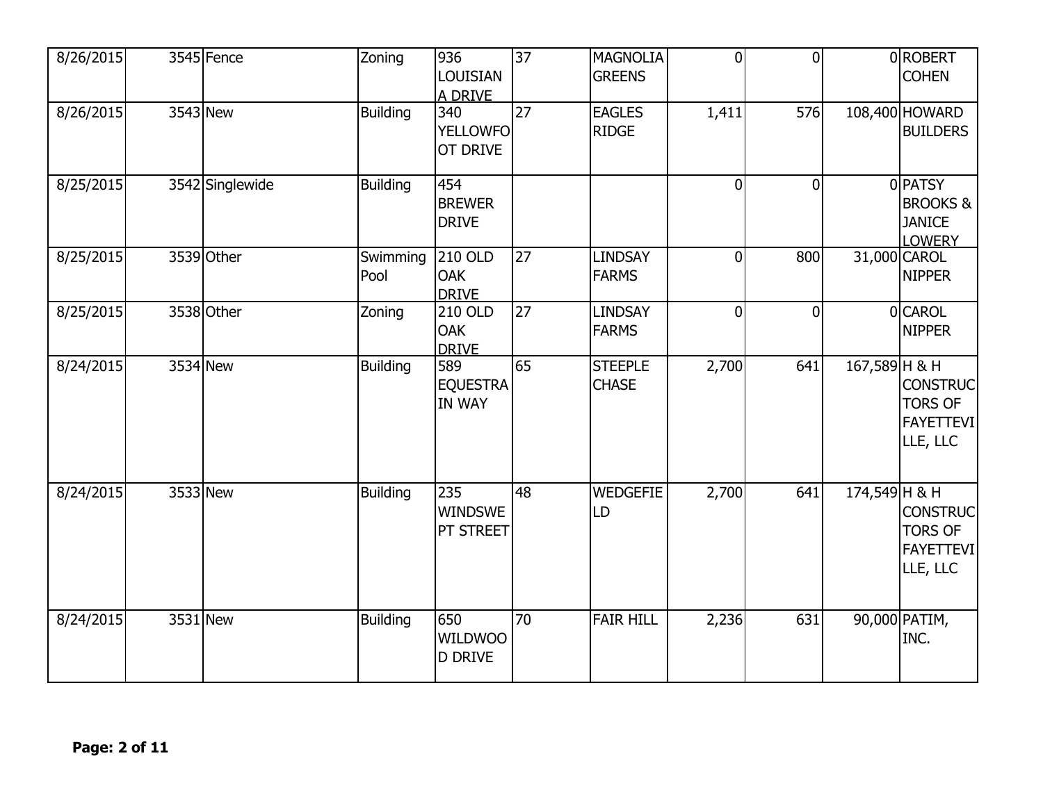| | | | | | | | | | | |
|---|---|---|---|---|---|---|---|---|---|---|
| 8/26/2015 | 3545 | Fence | Zoning | 936 LOUISIANA DRIVE | 37 | MAGNOLIA GREENS | 0 | 0 | 0 | ROBERT COHEN |
| 8/26/2015 | 3543 | New | Building | 340 YELLOWFOOT DRIVE | 27 | EAGLES RIDGE | 1,411 | 576 | 108,400 | HOWARD BUILDERS |
| 8/25/2015 | 3542 | Singlewide | Building | 454 BREWER DRIVE | | | 0 | 0 | 0 | PATSY BROOKS & JANICE LOWERY |
| 8/25/2015 | 3539 | Other | Swimming Pool | 210 OLD OAK DRIVE | 27 | LINDSAY FARMS | 0 | 800 | 31,000 | CAROL NIPPER |
| 8/25/2015 | 3538 | Other | Zoning | 210 OLD OAK DRIVE | 27 | LINDSAY FARMS | 0 | 0 | 0 | CAROL NIPPER |
| 8/24/2015 | 3534 | New | Building | 589 EQUESTRAIN WAY | 65 | STEEPLE CHASE | 2,700 | 641 | 167,589 | H & H CONSTRUCTORS OF FAYETTEVILLE, LLC |
| 8/24/2015 | 3533 | New | Building | 235 WINDSWEPT STREET | 48 | WEDGEFIELD | 2,700 | 641 | 174,549 | H & H CONSTRUCTORS OF FAYETTEVILLE, LLC |
| 8/24/2015 | 3531 | New | Building | 650 WILDWOOD DRIVE | 70 | FAIR HILL | 2,236 | 631 | 90,000 | PATIM, INC. |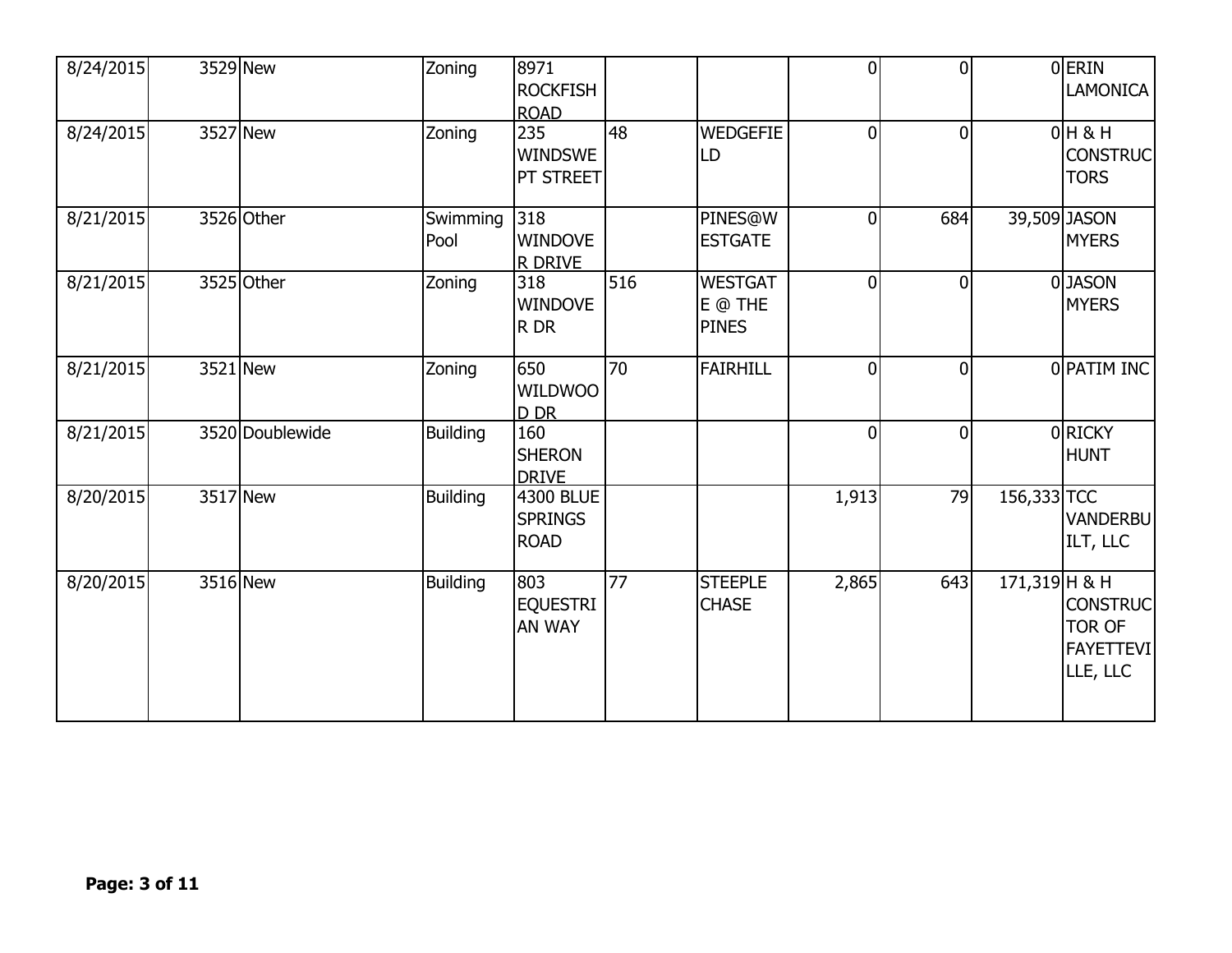| | | | | | | | | | | |
|---|---|---|---|---|---|---|---|---|---|---|
| 8/24/2015 | 3529 | New | Zoning | 8971 ROCKFISH ROAD | | | 0 | 0 | 0 | ERIN LAMONICA |
| 8/24/2015 | 3527 | New | Zoning | 235 WINDSWEPT STREET | 48 | WEDGEFIELD | 0 | 0 | 0 | H & H CONSTRUCTORS |
| 8/21/2015 | 3526 | Other | Swimming Pool | 318 WINDOVER DRIVE | | PINES@WESTGATE | 0 | 684 | 39,509 | JASON MYERS |
| 8/21/2015 | 3525 | Other | Zoning | 318 WINDOVER DR | 516 | WESTGATE @ THE PINES | 0 | 0 | 0 | JASON MYERS |
| 8/21/2015 | 3521 | New | Zoning | 650 WILDWOOD DR | 70 | FAIRHILL | 0 | 0 | 0 | PATIM INC |
| 8/21/2015 | 3520 | Doublewide | Building | 160 SHERON DRIVE | | | 0 | 0 | 0 | RICKY HUNT |
| 8/20/2015 | 3517 | New | Building | 4300 BLUE SPRINGS ROAD | | | 1,913 | 79 | 156,333 | TCC VANDERBUILT, LLC |
| 8/20/2015 | 3516 | New | Building | 803 EQUESTRIAN WAY | 77 | STEEPLE CHASE | 2,865 | 643 | 171,319 | H & H CONSTRUCTOR OF FAYETTEVILLE, LLC |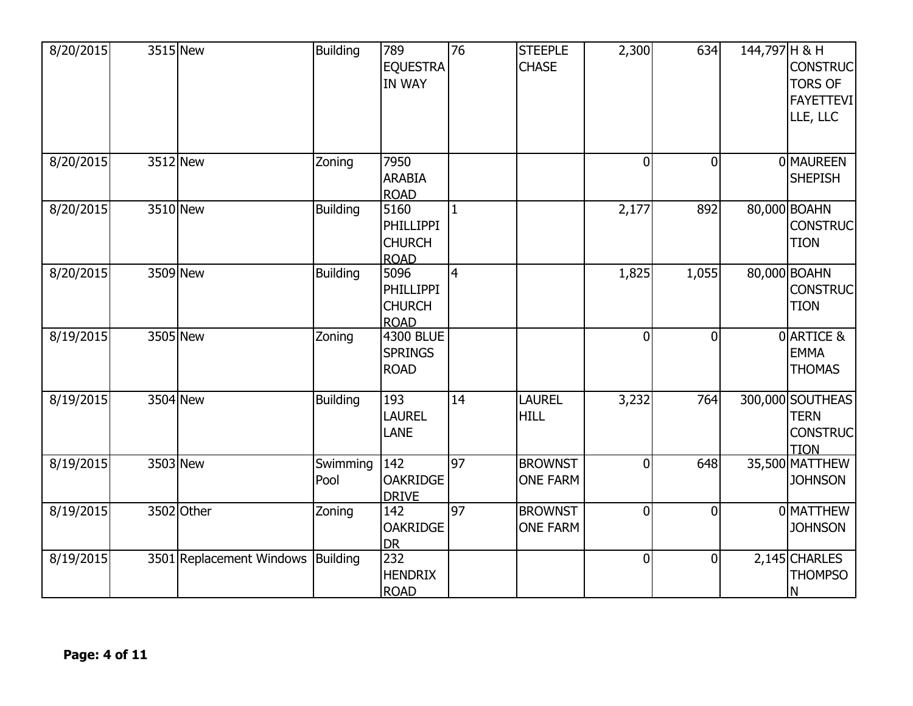| | | | | | | | | | | |
|---|---|---|---|---|---|---|---|---|---|---|
| 8/20/2015 | 3515 | New | Building | 789 EQUESTRAIN WAY | 76 | STEEPLE CHASE | 2,300 | 634 | 144,797 | H & H CONSTRUCTORS OF FAYETTEVILLE, LLC |
| 8/20/2015 | 3512 | New | Zoning | 7950 ARABIA ROAD | | | 0 | 0 | 0 | MAUREEN SHEPISH |
| 8/20/2015 | 3510 | New | Building | 5160 PHILLIPPI CHURCH ROAD | 1 | | 2,177 | 892 | 80,000 | BOAHN CONSTRUCTION |
| 8/20/2015 | 3509 | New | Building | 5096 PHILLIPPI CHURCH ROAD | 4 | | 1,825 | 1,055 | 80,000 | BOAHN CONSTRUCTION |
| 8/19/2015 | 3505 | New | Zoning | 4300 BLUE SPRINGS ROAD | | | 0 | 0 | 0 | ARTICE & EMMA THOMAS |
| 8/19/2015 | 3504 | New | Building | 193 LAUREL LANE | 14 | LAUREL HILL | 3,232 | 764 | 300,000 | SOUTHEASTERN CONSTRUCTION |
| 8/19/2015 | 3503 | New | Swimming Pool | 142 OAKRIDGE DRIVE | 97 | BROWNSTONE FARM | 0 | 648 | 35,500 | MATTHEW JOHNSON |
| 8/19/2015 | 3502 | Other | Zoning | 142 OAKRIDGE DR | 97 | BROWNSTONE FARM | 0 | 0 | 0 | MATTHEW JOHNSON |
| 8/19/2015 | 3501 | Replacement Windows | Building | 232 HENDRIX ROAD | | | 0 | 0 | 2,145 | CHARLES THOMPSON |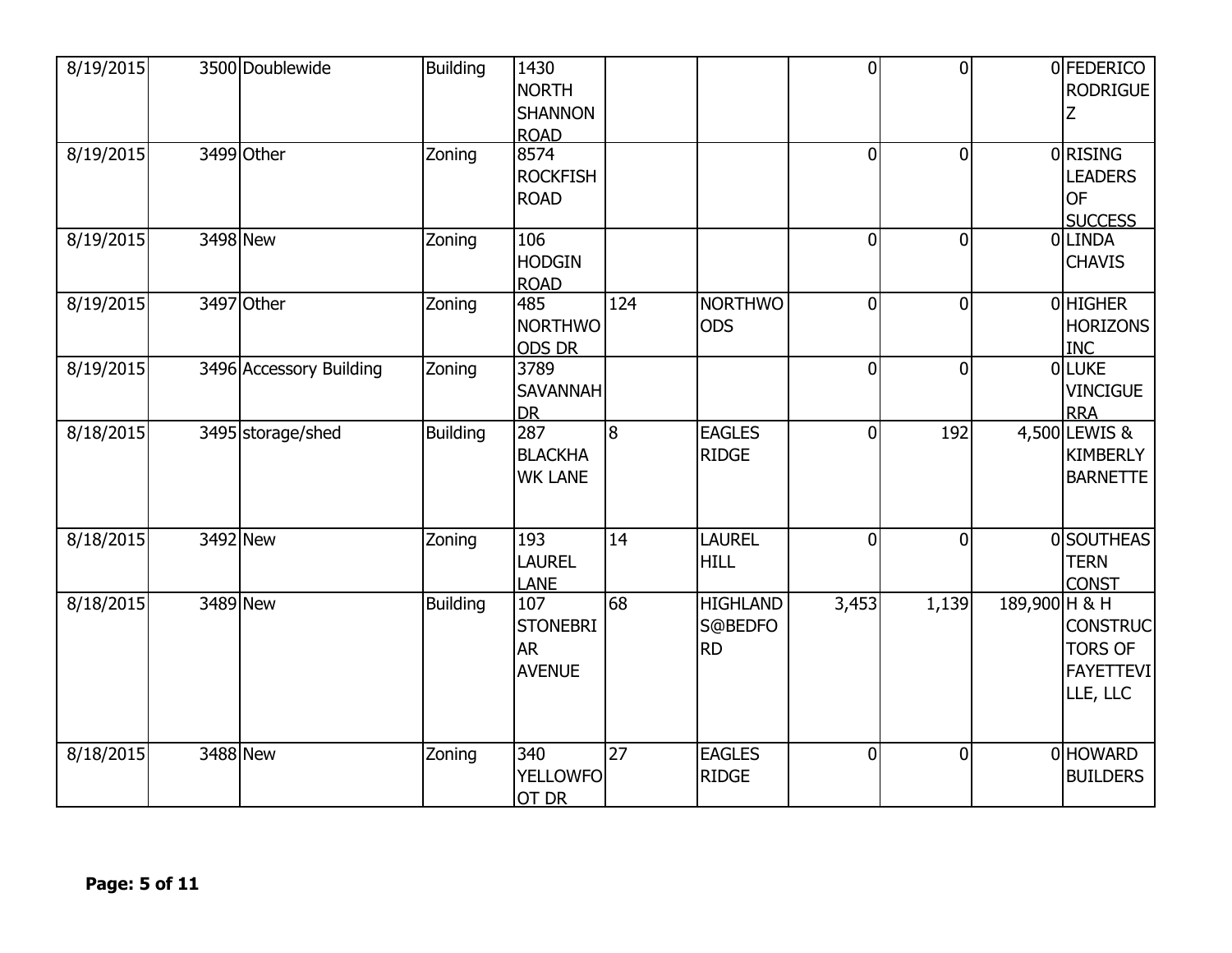| | | | | | | | | | | |
|---|---|---|---|---|---|---|---|---|---|---|
| 8/19/2015 | 3500 | Doublewide | Building | 1430 NORTH SHANNON ROAD | | | 0 | 0 | 0 | FEDERICO RODRIGUEZ |
| 8/19/2015 | 3499 | Other | Zoning | 8574 ROCKFISH ROAD | | | 0 | 0 | 0 | RISING LEADERS OF SUCCESS |
| 8/19/2015 | 3498 | New | Zoning | 106 HODGIN ROAD | | | 0 | 0 | 0 | LINDA CHAVIS |
| 8/19/2015 | 3497 | Other | Zoning | 485 NORTHWOODS DR | 124 | NORTHWOODS | 0 | 0 | 0 | HIGHER HORIZONS INC |
| 8/19/2015 | 3496 | Accessory Building | Zoning | 3789 SAVANNAH DR | | | 0 | 0 | 0 | LUKE VINCIGUERRA |
| 8/18/2015 | 3495 | storage/shed | Building | 287 BLACKHAWK LANE | 8 | EAGLES RIDGE | 0 | 192 | 4,500 | LEWIS & KIMBERLY BARNETTE |
| 8/18/2015 | 3492 | New | Zoning | 193 LAUREL LANE | 14 | LAUREL HILL | 0 | 0 | 0 | SOUTHEASTERN CONST |
| 8/18/2015 | 3489 | New | Building | 107 STONEBRIAR AVENUE | 68 | HIGHLANDS@BEDFORD | 3,453 | 1,139 | 189,900 | H & H CONSTRUCTORS OF FAYETTEVILLE, LLC |
| 8/18/2015 | 3488 | New | Zoning | 340 YELLOWFOOT DR | 27 | EAGLES RIDGE | 0 | 0 | 0 | HOWARD BUILDERS |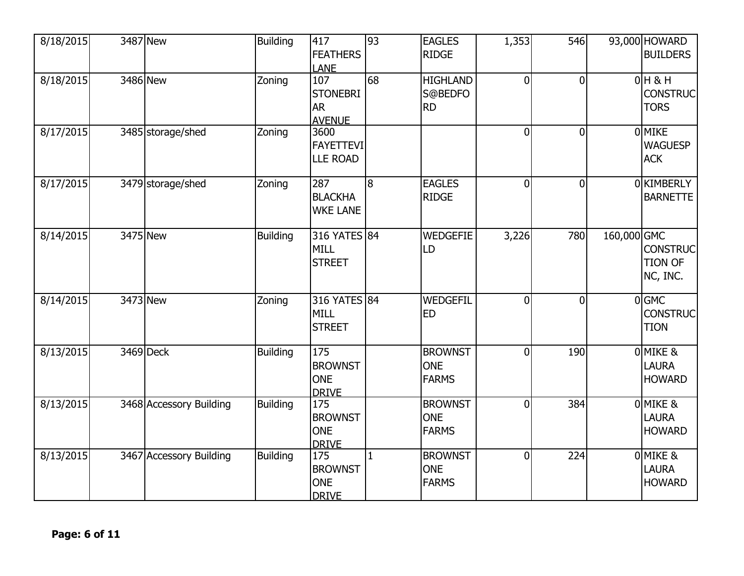| | | | | | | | | | | |
|---|---|---|---|---|---|---|---|---|---|---|
| 8/18/2015 | 3487 | New | Building | 417 FEATHERS LANE | 93 | EAGLES RIDGE | 1,353 | 546 | 93,000 | HOWARD BUILDERS |
| 8/18/2015 | 3486 | New | Zoning | 107 STONEBRIAR AVENUE | 68 | HIGHLANDS@BEDFORD | 0 | 0 | 0 | H & H CONSTRUCTORS |
| 8/17/2015 | 3485 | storage/shed | Zoning | 3600 FAYETTEVILLE ROAD | | | 0 | 0 | 0 | MIKE WAGUESPACK |
| 8/17/2015 | 3479 | storage/shed | Zoning | 287 BLACKHAWKE LANE | 8 | EAGLES RIDGE | 0 | 0 | 0 | KIMBERLY BARNETTE |
| 8/14/2015 | 3475 | New | Building | 316 YATES MILL STREET | 84 | WEDGEFIELD | 3,226 | 780 | 160,000 | GMC CONSTRUCTION OF NC, INC. |
| 8/14/2015 | 3473 | New | Zoning | 316 YATES MILL STREET | 84 | WEDGEFILED | 0 | 0 | 0 | GMC CONSTRUCTION |
| 8/13/2015 | 3469 | Deck | Building | 175 BROWNSTONE DRIVE | | BROWNSTONE FARMS | 0 | 190 | 0 | MIKE & LAURA HOWARD |
| 8/13/2015 | 3468 | Accessory Building | Building | 175 BROWNSTONE DRIVE | | BROWNSTONE FARMS | 0 | 384 | 0 | MIKE & LAURA HOWARD |
| 8/13/2015 | 3467 | Accessory Building | Building | 175 BROWNSTONE DRIVE | 1 | BROWNSTONE FARMS | 0 | 224 | 0 | MIKE & LAURA HOWARD |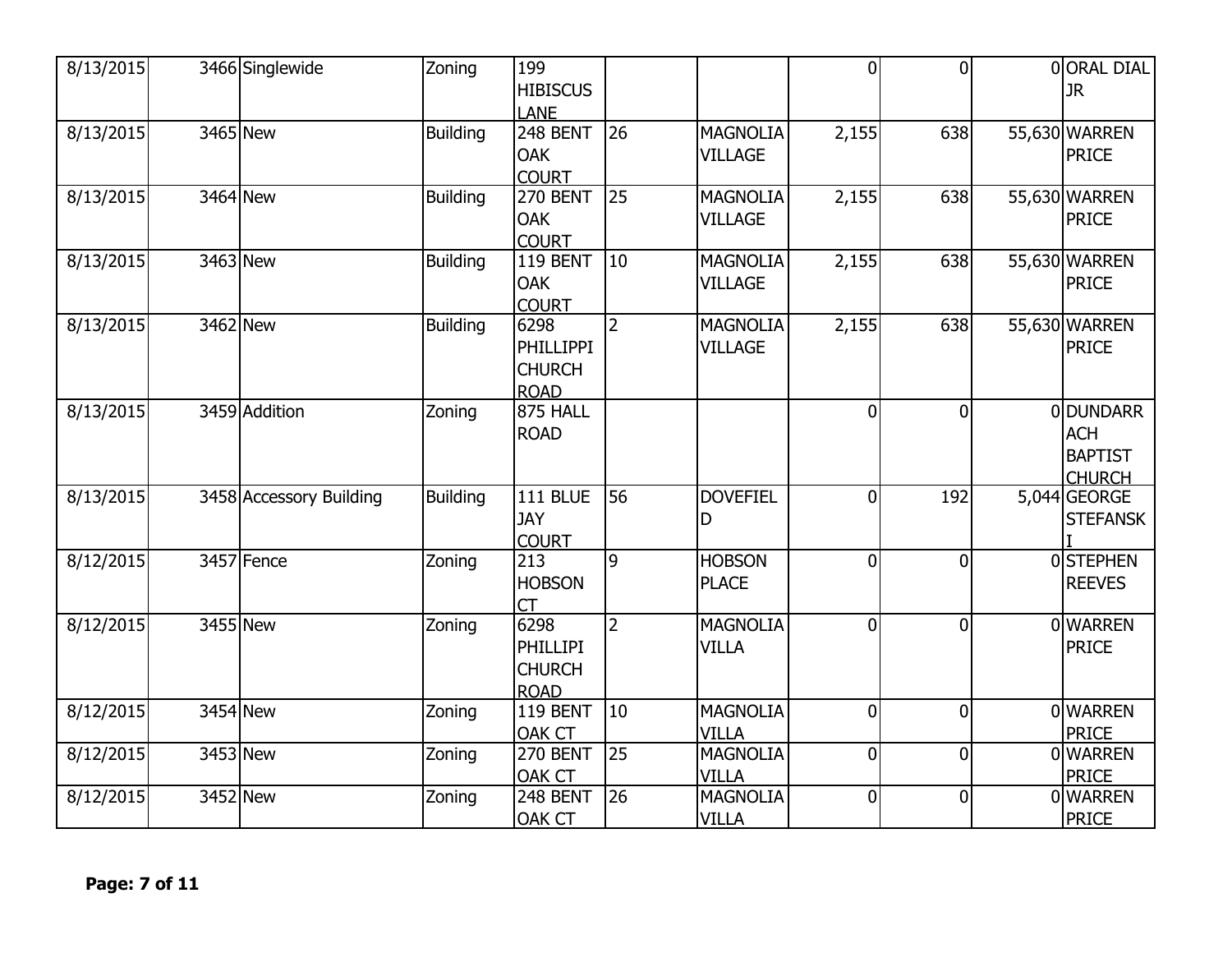| | | | | | | | | | | |
|---|---|---|---|---|---|---|---|---|---|---|
| 8/13/2015 | 3466 | Singlewide | Zoning | 199 HIBISCUS LANE | | | 0 | 0 | 0 | ORAL DIAL JR |
| 8/13/2015 | 3465 | New | Building | 248 BENT OAK COURT | 26 | MAGNOLIA VILLAGE | 2,155 | 638 | 55,630 | WARREN PRICE |
| 8/13/2015 | 3464 | New | Building | 270 BENT OAK COURT | 25 | MAGNOLIA VILLAGE | 2,155 | 638 | 55,630 | WARREN PRICE |
| 8/13/2015 | 3463 | New | Building | 119 BENT OAK COURT | 10 | MAGNOLIA VILLAGE | 2,155 | 638 | 55,630 | WARREN PRICE |
| 8/13/2015 | 3462 | New | Building | 6298 PHILLIPPI CHURCH ROAD | 2 | MAGNOLIA VILLAGE | 2,155 | 638 | 55,630 | WARREN PRICE |
| 8/13/2015 | 3459 | Addition | Zoning | 875 HALL ROAD | | | 0 | 0 | 0 | DUNDARRACH BAPTIST CHURCH |
| 8/13/2015 | 3458 | Accessory Building | Building | 111 BLUE JAY COURT | 56 | DOVEFIELD | 0 | 192 | 5,044 | GEORGE STEFANSKI |
| 8/12/2015 | 3457 | Fence | Zoning | 213 HOBSON CT | 9 | HOBSON PLACE | 0 | 0 | 0 | STEPHEN REEVES |
| 8/12/2015 | 3455 | New | Zoning | 6298 PHILLIPI CHURCH ROAD | 2 | MAGNOLIA VILLA | 0 | 0 | 0 | WARREN PRICE |
| 8/12/2015 | 3454 | New | Zoning | 119 BENT OAK CT | 10 | MAGNOLIA VILLA | 0 | 0 | 0 | WARREN PRICE |
| 8/12/2015 | 3453 | New | Zoning | 270 BENT OAK CT | 25 | MAGNOLIA VILLA | 0 | 0 | 0 | WARREN PRICE |
| 8/12/2015 | 3452 | New | Zoning | 248 BENT OAK CT | 26 | MAGNOLIA VILLA | 0 | 0 | 0 | WARREN PRICE |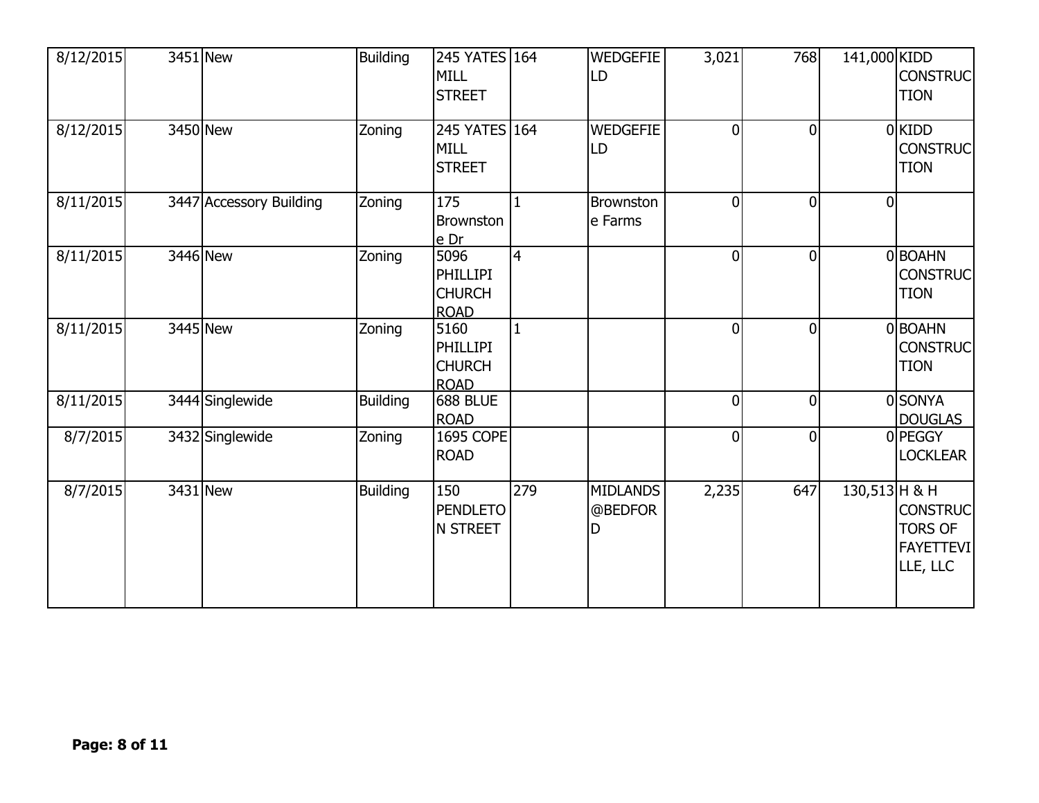| | | | | | | | | | | |
|---|---|---|---|---|---|---|---|---|---|---|
| 8/12/2015 | 3451 | New | Building | 245 YATES MILL STREET | 164 | WEDGEFIELD | 3,021 | 768 | 141,000 | KIDD CONSTRUCTION |
| 8/12/2015 | 3450 | New | Zoning | 245 YATES MILL STREET | 164 | WEDGEFIELD | 0 | 0 | 0 | KIDD CONSTRUCTION |
| 8/11/2015 | 3447 | Accessory Building | Zoning | 175 Brownstone Dr | 1 | Brownstone Farms | 0 | 0 | 0 | |
| 8/11/2015 | 3446 | New | Zoning | 5096 PHILLIPI CHURCH ROAD | 4 | | 0 | 0 | 0 | BOAHN CONSTRUCTION |
| 8/11/2015 | 3445 | New | Zoning | 5160 PHILLIPI CHURCH ROAD | 1 | | 0 | 0 | 0 | BOAHN CONSTRUCTION |
| 8/11/2015 | 3444 | Singlewide | Building | 688 BLUE ROAD | | | 0 | 0 | 0 | SONYA DOUGLAS |
| 8/7/2015 | 3432 | Singlewide | Zoning | 1695 COPE ROAD | | | 0 | 0 | 0 | PEGGY LOCKLEAR |
| 8/7/2015 | 3431 | New | Building | 150 PENDLETON STREET | 279 | MIDLANDS @BEDFORD | 2,235 | 647 | 130,513 | H & H CONSTRUCTORS OF FAYETTEVILLE, LLC |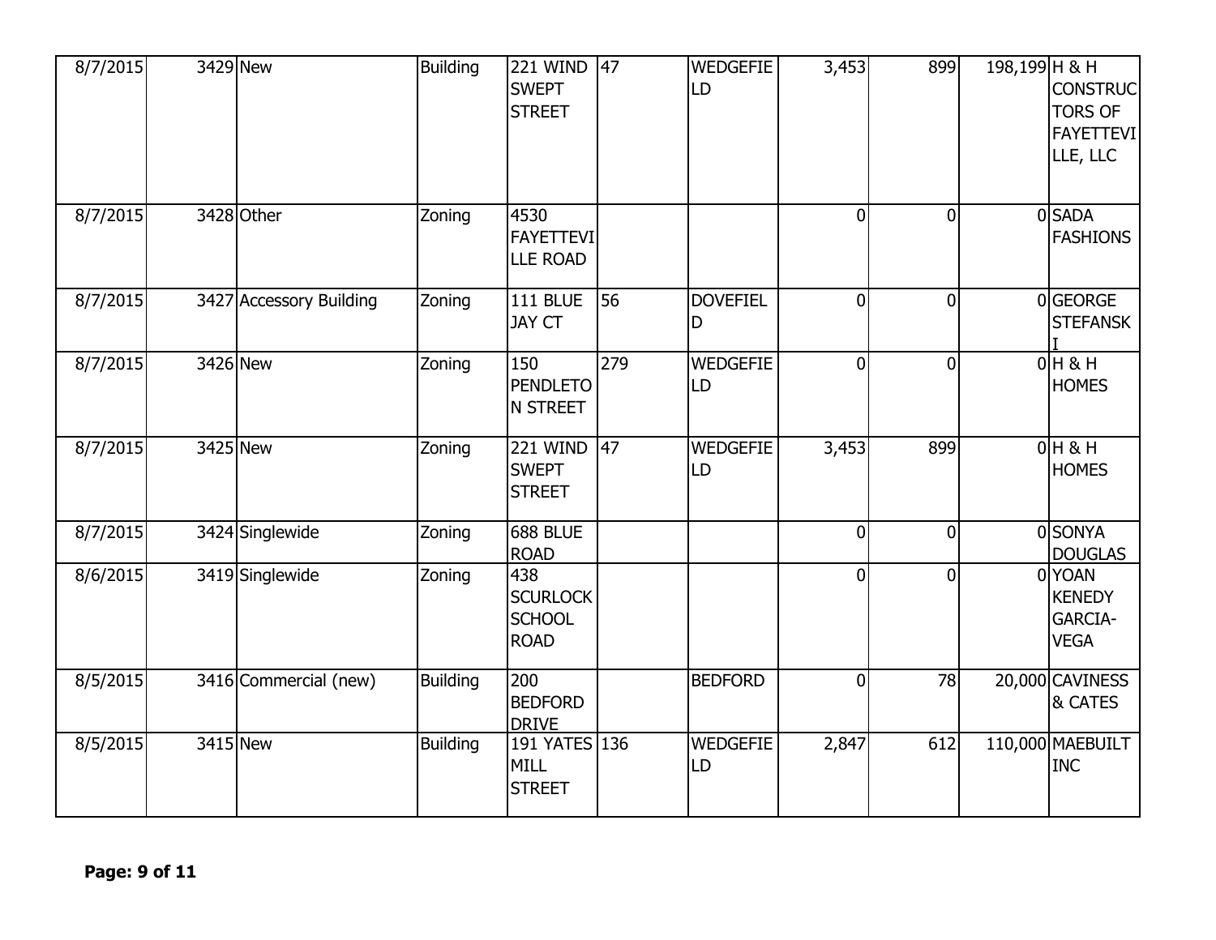| | | | | | | | | | | |
|---|---|---|---|---|---|---|---|---|---|---|
| 8/7/2015 | 3429 | New | Building | 221 WIND SWEPT STREET | 47 | WEDGEFIELD | 3,453 | 899 | 198,199 | H & H CONSTRUCTORS OF FAYETTEVILLE, LLC |
| 8/7/2015 | 3428 | Other | Zoning | 4530 FAYETTEVILLE ROAD | | | 0 | 0 | 0 | SADA FASHIONS |
| 8/7/2015 | 3427 | Accessory Building | Zoning | 111 BLUE JAY CT | 56 | DOVEFIELD | 0 | 0 | 0 | GEORGE STEFANSKI |
| 8/7/2015 | 3426 | New | Zoning | 150 PENDLETON STREET | 279 | WEDGEFIELD | 0 | 0 | 0 | H & H HOMES |
| 8/7/2015 | 3425 | New | Zoning | 221 WIND SWEPT STREET | 47 | WEDGEFIELD | 3,453 | 899 | 0 | H & H HOMES |
| 8/7/2015 | 3424 | Singlewide | Zoning | 688 BLUE ROAD | | | 0 | 0 | 0 | SONYA DOUGLAS |
| 8/6/2015 | 3419 | Singlewide | Zoning | 438 SCURLOCK SCHOOL ROAD | | | 0 | 0 | 0 | YOAN KENEDY GARCIA-VEGA |
| 8/5/2015 | 3416 | Commercial (new) | Building | 200 BEDFORD DRIVE | | BEDFORD | 0 | 78 | 20,000 | CAVINESS & CATES |
| 8/5/2015 | 3415 | New | Building | 191 YATES MILL STREET | 136 | WEDGEFIELD | 2,847 | 612 | 110,000 | MAEBUILT INC |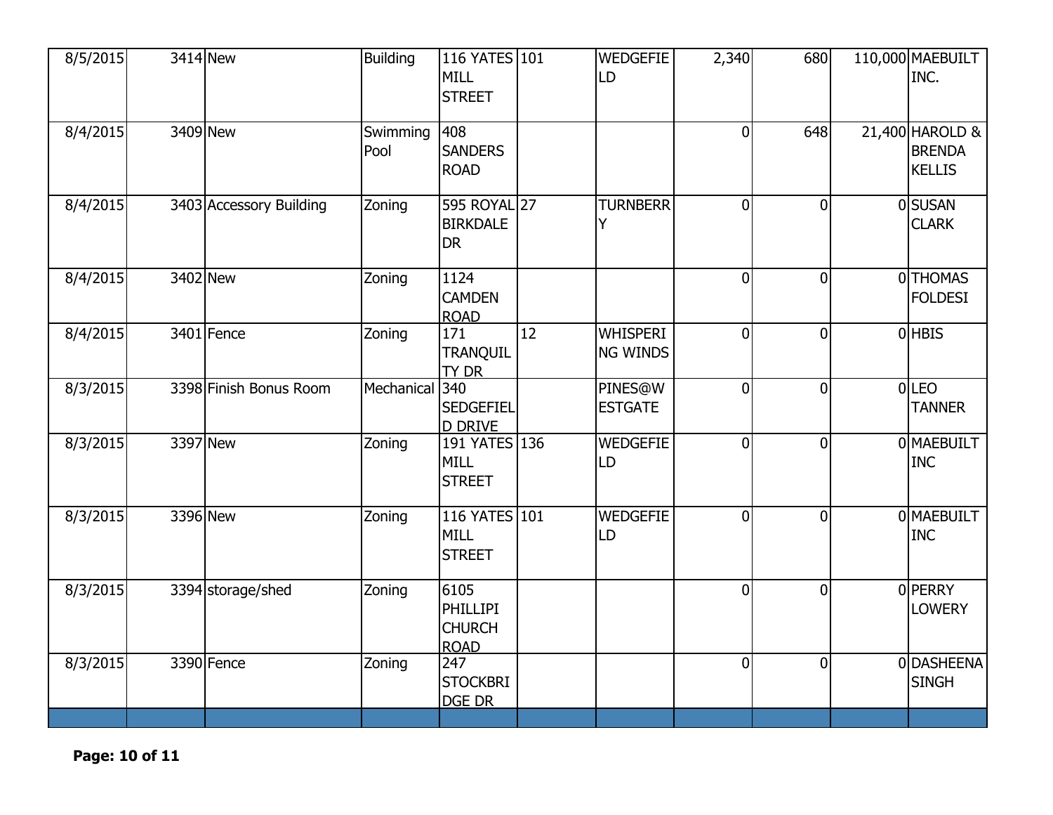| | | | | | | | | | | |
|---|---|---|---|---|---|---|---|---|---|---|
| 8/5/2015 | 3414 | New | Building | 116 YATES MILL STREET | 101 | WEDGEFIELD | 2,340 | 680 | 110,000 | MAEBUILT INC. |
| 8/4/2015 | 3409 | New | Swimming Pool | 408 SANDERS ROAD | | | 0 | 648 | 21,400 | HAROLD & BRENDA KELLIS |
| 8/4/2015 | 3403 | Accessory Building | Zoning | 595 ROYAL BIRKDALE DR | 27 | TURNBERRY | 0 | 0 | 0 | SUSAN CLARK |
| 8/4/2015 | 3402 | New | Zoning | 1124 CAMDEN ROAD | | | 0 | 0 | 0 | THOMAS FOLDESI |
| 8/4/2015 | 3401 | Fence | Zoning | 171 TRANQUILTY DR | 12 | WHISPERING WINDS | 0 | 0 | 0 | HBIS |
| 8/3/2015 | 3398 | Finish Bonus Room | Mechanical | 340 SEDGEFIELD DRIVE | | PINES@WESTGATE | 0 | 0 | 0 | LEO TANNER |
| 8/3/2015 | 3397 | New | Zoning | 191 YATES MILL STREET | 136 | WEDGEFIELD | 0 | 0 | 0 | MAEBUILT INC |
| 8/3/2015 | 3396 | New | Zoning | 116 YATES MILL STREET | 101 | WEDGEFIELD | 0 | 0 | 0 | MAEBUILT INC |
| 8/3/2015 | 3394 | storage/shed | Zoning | 6105 PHILLIPI CHURCH ROAD | | | 0 | 0 | 0 | PERRY LOWERY |
| 8/3/2015 | 3390 | Fence | Zoning | 247 STOCKBRIDGE DR | | | 0 | 0 | 0 | DASHEENA SINGH |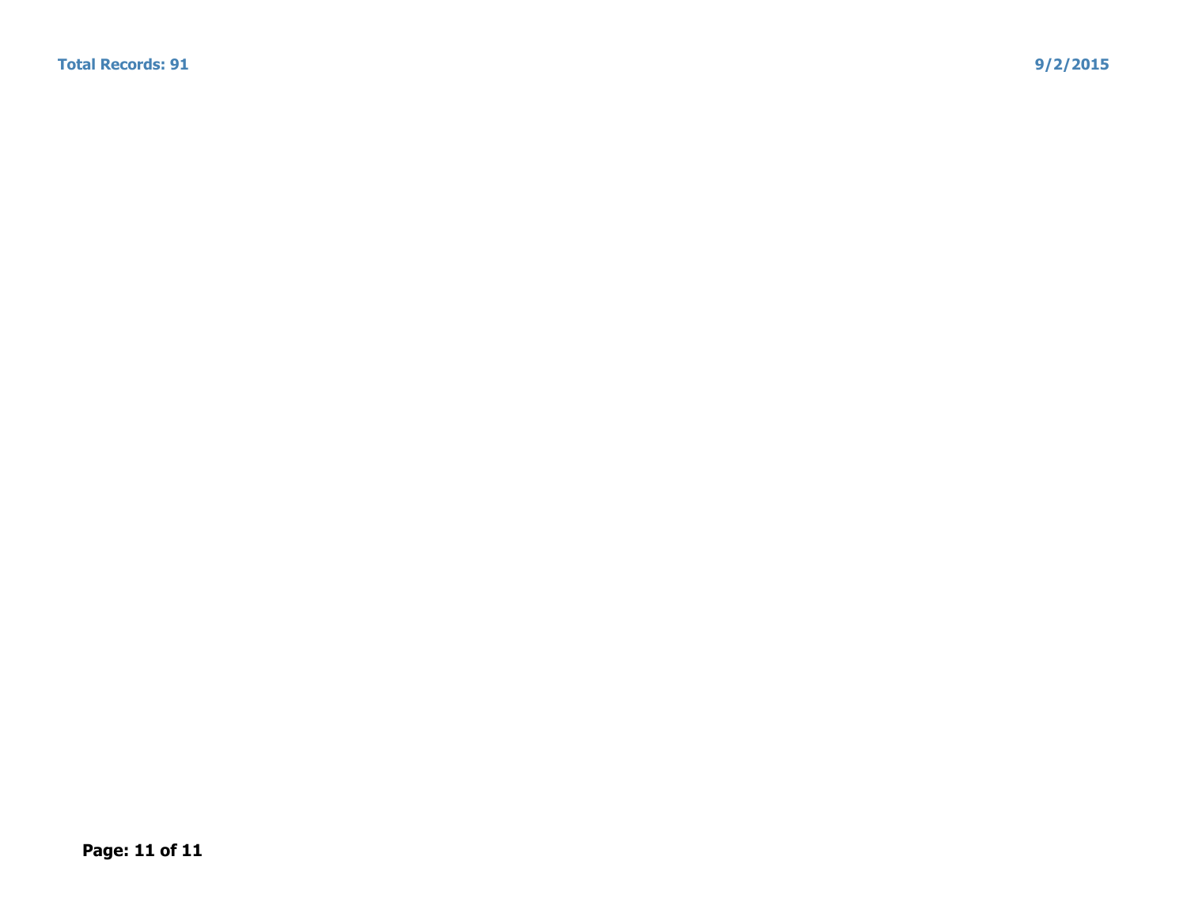**Total Records: 91**

**9/2/2015**